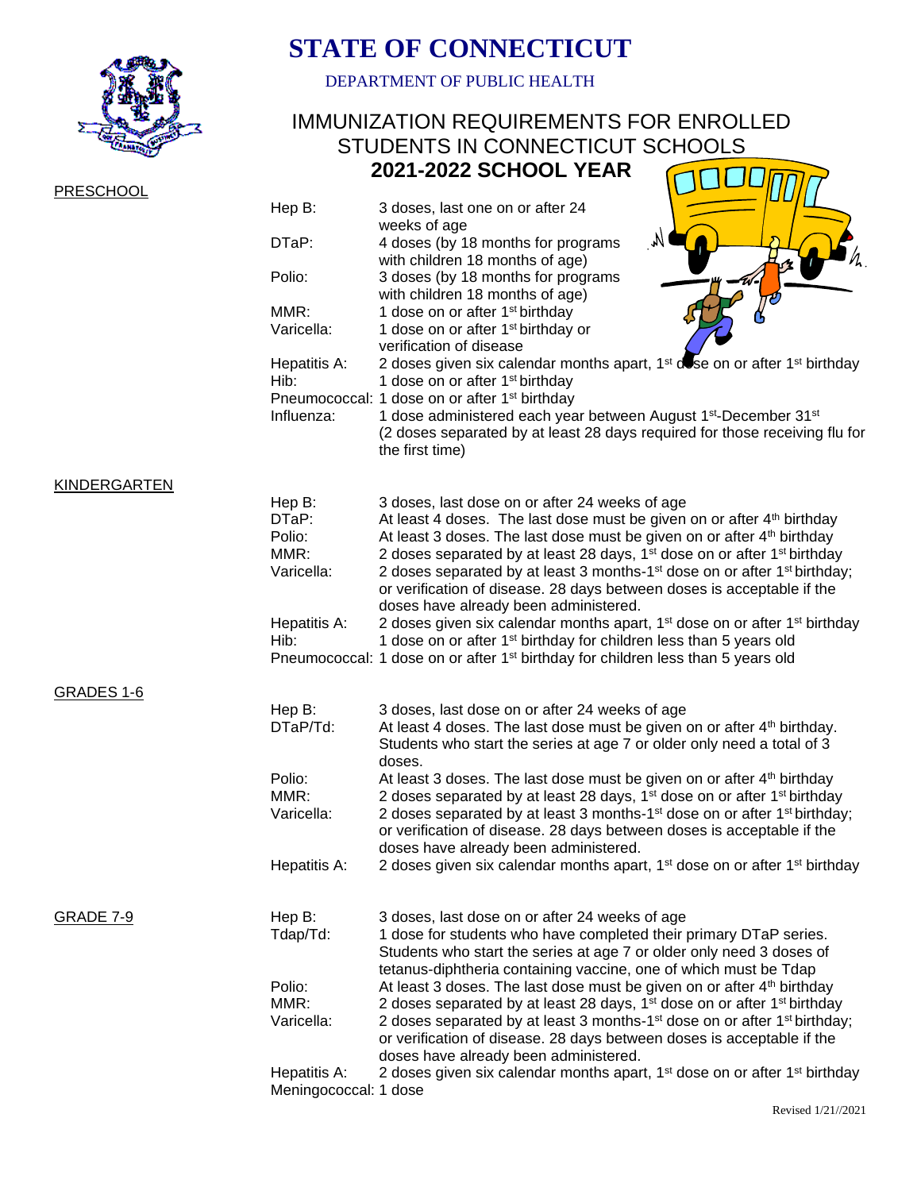# STATE OF CONNECTICUT

DEPARTMENT OF PUBLIC HEALTH

## IMMUNIZATION REQUIREMENTS FOR ENROLLED STUDENTS IN CONNECTICUT SCHOOLS

## 2021-2022 SCHOOL YEAR

### PRESCHOOL

| Vaccine | Requirement |
|---|---|
| Hep B: | 3 doses, last one on or after 24 weeks of age |
| DTaP: | 4 doses (by 18 months for programs with children 18 months of age) |
| Polio: | 3 doses (by 18 months for programs with children 18 months of age) |
| MMR: | 1 dose on or after 1st birthday |
| Varicella: | 1 dose on or after 1st birthday or verification of disease |
| Hepatitis A: | 2 doses given six calendar months apart, 1st dose on or after 1st birthday |
| Hib: | 1 dose on or after 1st birthday |
| Pneumococcal: | 1 dose on or after 1st birthday |
| Influenza: | 1 dose administered each year between August 1st-December 31st (2 doses separated by at least 28 days required for those receiving flu for the first time) |

### KINDERGARTEN

| Vaccine | Requirement |
|---|---|
| Hep B: | 3 doses, last dose on or after 24 weeks of age |
| DTaP: | At least 4 doses. The last dose must be given on or after 4th birthday |
| Polio: | At least 3 doses. The last dose must be given on or after 4th birthday |
| MMR: | 2 doses separated by at least 28 days, 1st dose on or after 1st birthday |
| Varicella: | 2 doses separated by at least 3 months-1st dose on or after 1st birthday; or verification of disease. 28 days between doses is acceptable if the doses have already been administered. |
| Hepatitis A: | 2 doses given six calendar months apart, 1st dose on or after 1st birthday |
| Hib: | 1 dose on or after 1st birthday for children less than 5 years old |
| Pneumococcal: | 1 dose on or after 1st birthday for children less than 5 years old |

### GRADES 1-6

| Vaccine | Requirement |
|---|---|
| Hep B: | 3 doses, last dose on or after 24 weeks of age |
| DTaP/Td: | At least 4 doses. The last dose must be given on or after 4th birthday. Students who start the series at age 7 or older only need a total of 3 doses. |
| Polio: | At least 3 doses. The last dose must be given on or after 4th birthday |
| MMR: | 2 doses separated by at least 28 days, 1st dose on or after 1st birthday |
| Varicella: | 2 doses separated by at least 3 months-1st dose on or after 1st birthday; or verification of disease. 28 days between doses is acceptable if the doses have already been administered. |
| Hepatitis A: | 2 doses given six calendar months apart, 1st dose on or after 1st birthday |

### GRADE 7-9

| Vaccine | Requirement |
|---|---|
| Hep B: | 3 doses, last dose on or after 24 weeks of age |
| Tdap/Td: | 1 dose for students who have completed their primary DTaP series. Students who start the series at age 7 or older only need 3 doses of tetanus-diphtheria containing vaccine, one of which must be Tdap |
| Polio: | At least 3 doses. The last dose must be given on or after 4th birthday |
| MMR: | 2 doses separated by at least 28 days, 1st dose on or after 1st birthday |
| Varicella: | 2 doses separated by at least 3 months-1st dose on or after 1st birthday; or verification of disease. 28 days between doses is acceptable if the doses have already been administered. |
| Hepatitis A: | 2 doses given six calendar months apart, 1st dose on or after 1st birthday |
| Meningococcal: | 1 dose |

Revised 1/21//2021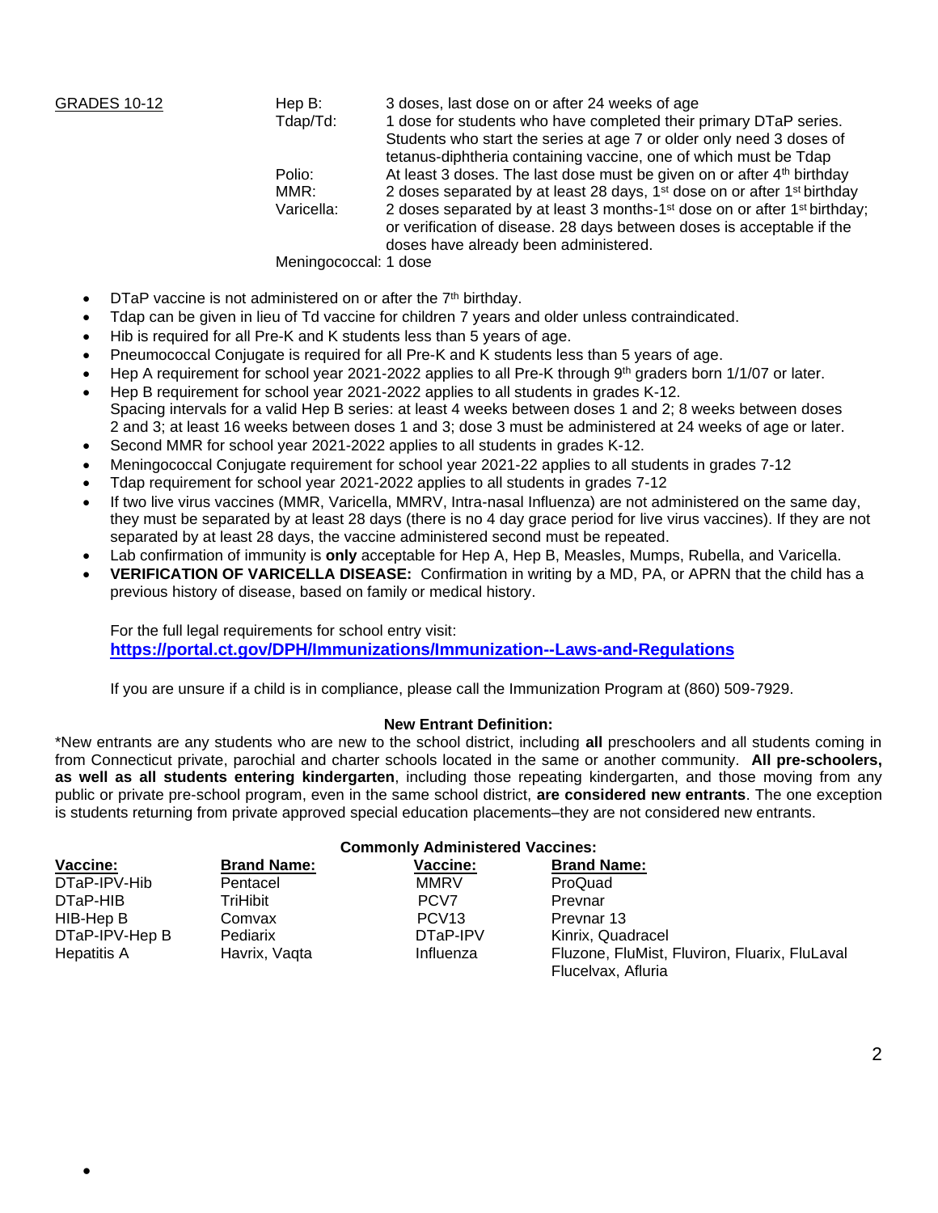<u>GRADES 10-12</u>

| | | |
|---|---|---|
| | Hep B: | 3 doses, last dose on or after 24 weeks of age |
| | Tdap/Td: | 1 dose for students who have completed their primary DTaP series. Students who start the series at age 7 or older only need 3 doses of tetanus-diphtheria containing vaccine, one of which must be Tdap |
| | Polio: | At least 3 doses. The last dose must be given on or after 4th birthday |
| | MMR: | 2 doses separated by at least 28 days, 1st dose on or after 1st birthday |
| | Varicella: | 2 doses separated by at least 3 months-1st dose on or after 1st birthday; or verification of disease. 28 days between doses is acceptable if the doses have already been administered. |
| | Meningococcal: | 1 dose |

- DTaP vaccine is not administered on or after the 7th birthday.
- Tdap can be given in lieu of Td vaccine for children 7 years and older unless contraindicated.
- Hib is required for all Pre-K and K students less than 5 years of age.
- Pneumococcal Conjugate is required for all Pre-K and K students less than 5 years of age.
- Hep A requirement for school year 2021-2022 applies to all Pre-K through 9th graders born 1/1/07 or later.
- Hep B requirement for school year 2021-2022 applies to all students in grades K-12. Spacing intervals for a valid Hep B series: at least 4 weeks between doses 1 and 2; 8 weeks between doses 2 and 3; at least 16 weeks between doses 1 and 3; dose 3 must be administered at 24 weeks of age or later.
- Second MMR for school year 2021-2022 applies to all students in grades K-12.
- Meningococcal Conjugate requirement for school year 2021-22 applies to all students in grades 7-12
- Tdap requirement for school year 2021-2022 applies to all students in grades 7-12
- If two live virus vaccines (MMR, Varicella, MMRV, Intra-nasal Influenza) are not administered on the same day, they must be separated by at least 28 days (there is no 4 day grace period for live virus vaccines). If they are not separated by at least 28 days, the vaccine administered second must be repeated.
- Lab confirmation of immunity is **only** acceptable for Hep A, Hep B, Measles, Mumps, Rubella, and Varicella.
- **VERIFICATION OF VARICELLA DISEASE:** Confirmation in writing by a MD, PA, or APRN that the child has a previous history of disease, based on family or medical history.

For the full legal requirements for school entry visit:
**https://portal.ct.gov/DPH/Immunizations/Immunization--Laws-and-Regulations**

If you are unsure if a child is in compliance, please call the Immunization Program at (860) 509-7929.

**New Entrant Definition:**

*New entrants are any students who are new to the school district, including **all** preschoolers and all students coming in from Connecticut private, parochial and charter schools located in the same or another community. **All pre-schoolers, as well as all students entering kindergarten**, including those repeating kindergarten, and those moving from any public or private pre-school program, even in the same school district, **are considered new entrants**. The one exception is students returning from private approved special education placements–they are not considered new entrants.

**Commonly Administered Vaccines:**

| Vaccine: | Brand Name: | Vaccine: | Brand Name: |
|---|---|---|---|
| DTaP-IPV-Hib | Pentacel | MMRV | ProQuad |
| DTaP-HIB | TriHibit | PCV7 | Prevnar |
| HIB-Hep B | Comvax | PCV13 | Prevnar 13 |
| DTaP-IPV-Hep B | Pediarix | DTaP-IPV | Kinrix, Quadracel |
| Hepatitis A | Havrix, Vaqta | Influenza | Fluzone, FluMist, Fluviron, Fluarix, FluLaval Flucelvax, Afluria |